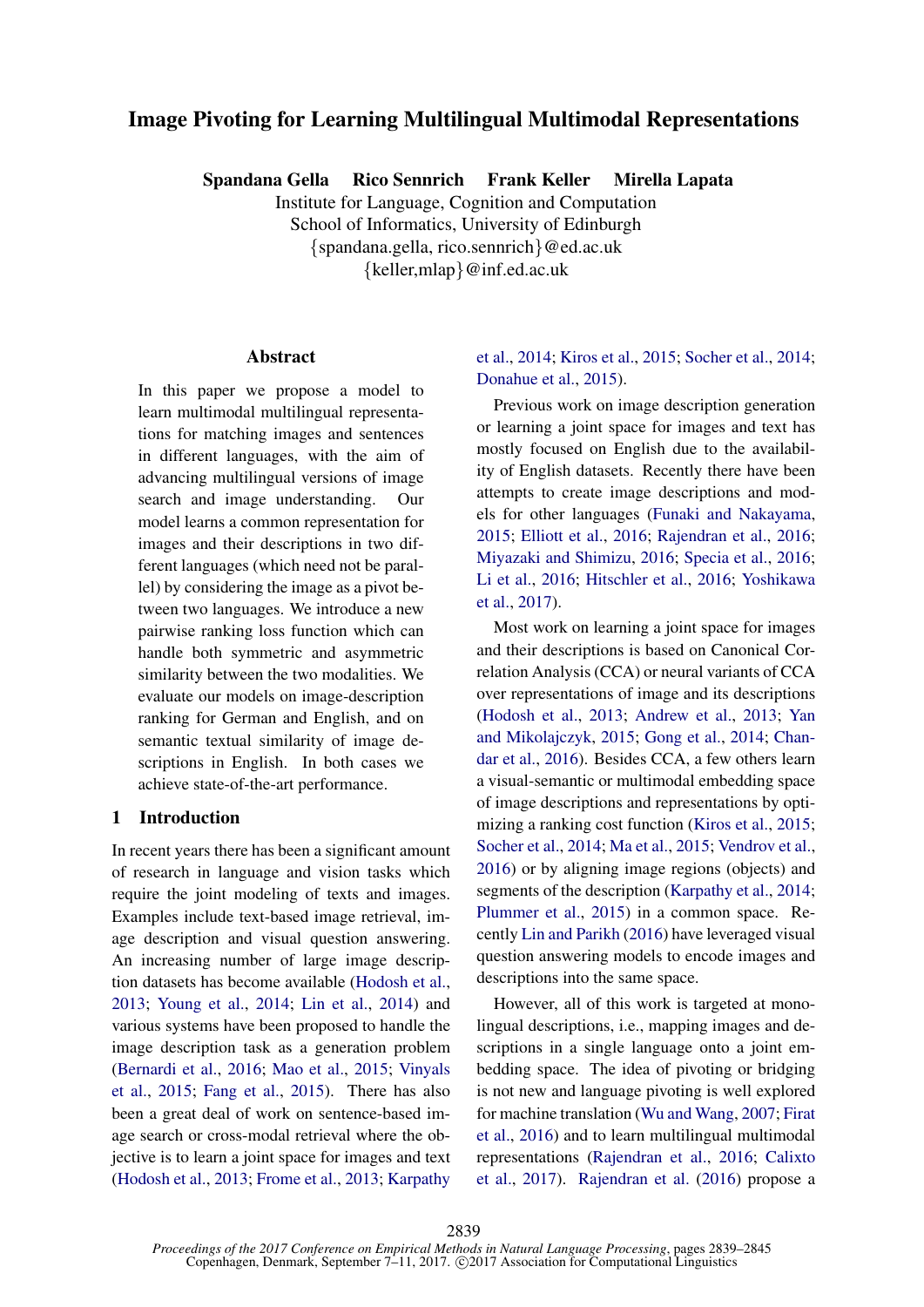# Image Pivoting for Learning Multilingual Multimodal Representations

**Spandana Gella  Rico Sennrich  Frank Keller  Mirella Lapata**

Institute for Language, Cognition and Computation
School of Informatics, University of Edinburgh
{spandana.gella, rico.sennrich}@ed.ac.uk
{keller,mlap}@inf.ed.ac.uk

## Abstract

In this paper we propose a model to learn multimodal multilingual representations for matching images and sentences in different languages, with the aim of advancing multilingual versions of image search and image understanding. Our model learns a common representation for images and their descriptions in two different languages (which need not be parallel) by considering the image as a pivot between two languages. We introduce a new pairwise ranking loss function which can handle both symmetric and asymmetric similarity between the two modalities. We evaluate our models on image-description ranking for German and English, and on semantic textual similarity of image descriptions in English. In both cases we achieve state-of-the-art performance.

## 1 Introduction

In recent years there has been a significant amount of research in language and vision tasks which require the joint modeling of texts and images. Examples include text-based image retrieval, image description and visual question answering. An increasing number of large image description datasets has become available (Hodosh et al., 2013; Young et al., 2014; Lin et al., 2014) and various systems have been proposed to handle the image description task as a generation problem (Bernardi et al., 2016; Mao et al., 2015; Vinyals et al., 2015; Fang et al., 2015). There has also been a great deal of work on sentence-based image search or cross-modal retrieval where the objective is to learn a joint space for images and text (Hodosh et al., 2013; Frome et al., 2013; Karpathy et al., 2014; Kiros et al., 2015; Socher et al., 2014; Donahue et al., 2015).

Previous work on image description generation or learning a joint space for images and text has mostly focused on English due to the availability of English datasets. Recently there have been attempts to create image descriptions and models for other languages (Funaki and Nakayama, 2015; Elliott et al., 2016; Rajendran et al., 2016; Miyazaki and Shimizu, 2016; Specia et al., 2016; Li et al., 2016; Hitschler et al., 2016; Yoshikawa et al., 2017).

Most work on learning a joint space for images and their descriptions is based on Canonical Correlation Analysis (CCA) or neural variants of CCA over representations of image and its descriptions (Hodosh et al., 2013; Andrew et al., 2013; Yan and Mikolajczyk, 2015; Gong et al., 2014; Chandar et al., 2016). Besides CCA, a few others learn a visual-semantic or multimodal embedding space of image descriptions and representations by optimizing a ranking cost function (Kiros et al., 2015; Socher et al., 2014; Ma et al., 2015; Vendrov et al., 2016) or by aligning image regions (objects) and segments of the description (Karpathy et al., 2014; Plummer et al., 2015) in a common space. Recently Lin and Parikh (2016) have leveraged visual question answering models to encode images and descriptions into the same space.

However, all of this work is targeted at monolingual descriptions, i.e., mapping images and descriptions in a single language onto a joint embedding space. The idea of pivoting or bridging is not new and language pivoting is well explored for machine translation (Wu and Wang, 2007; Firat et al., 2016) and to learn multilingual multimodal representations (Rajendran et al., 2016; Calixto et al., 2017). Rajendran et al. (2016) propose a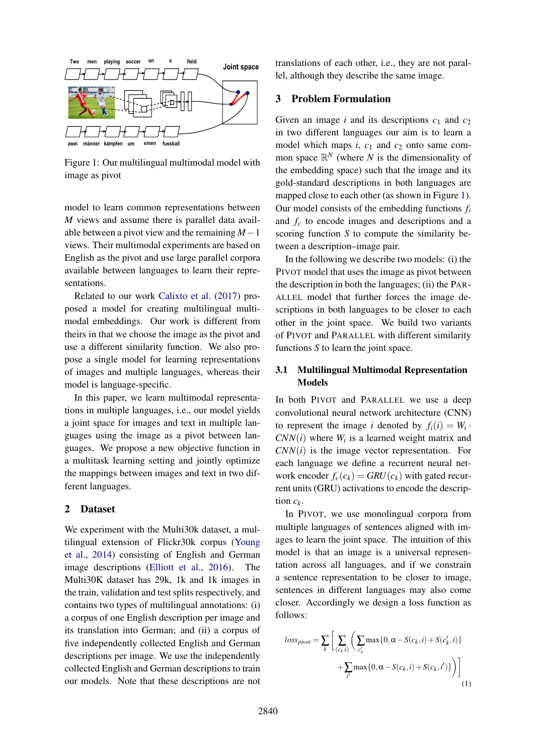Figure 1: Our multilingual multimodal model with image as pivot

model to learn common representations between $M$ views and assume there is parallel data available between a pivot view and the remaining $M-1$ views. Their multimodal experiments are based on English as the pivot and use large parallel corpora available between languages to learn their representations.

Related to our work Calixto et al. (2017) proposed a model for creating multilingual multimodal embeddings. Our work is different from theirs in that we choose the image as the pivot and use a different similarity function. We also propose a single model for learning representations of images and multiple languages, whereas their model is language-specific.

In this paper, we learn multimodal representations in multiple languages, i.e., our model yields a joint space for images and text in multiple languages using the image as a pivot between languages. We propose a new objective function in a multitask learning setting and jointly optimize the mappings between images and text in two different languages.

## 2 Dataset

We experiment with the Multi30k dataset, a multilingual extension of Flickr30k corpus (Young et al., 2014) consisting of English and German image descriptions (Elliott et al., 2016). The Multi30K dataset has 29k, 1k and 1k images in the train, validation and test splits respectively, and contains two types of multilingual annotations: (i) a corpus of one English description per image and its translation into German; and (ii) a corpus of five independently collected English and German descriptions per image. We use the independently collected English and German descriptions to train our models. Note that these descriptions are not translations of each other, i.e., they are not parallel, although they describe the same image.

## 3 Problem Formulation

Given an image $i$ and its descriptions $c_1$ and $c_2$ in two different languages our aim is to learn a model which maps $i$, $c_1$ and $c_2$ onto same common space $\mathbb{R}^N$ (where $N$ is the dimensionality of the embedding space) such that the image and its gold-standard descriptions in both languages are mapped close to each other (as shown in Figure 1). Our model consists of the embedding functions $f_i$ and $f_c$ to encode images and descriptions and a scoring function $S$ to compute the similarity between a description–image pair.

In the following we describe two models: (i) the PIVOT model that uses the image as pivot between the description in both the languages; (ii) the PARALLEL model that further forces the image descriptions in both languages to be closer to each other in the joint space. We build two variants of PIVOT and PARALLEL with different similarity functions $S$ to learn the joint space.

### 3.1 Multilingual Multimodal Representation Models

In both PIVOT and PARALLEL we use a deep convolutional neural network architecture (CNN) to represent the image $i$ denoted by $f_i(i) = W_i \cdot CNN(i)$ where $W_i$ is a learned weight matrix and $CNN(i)$ is the image vector representation. For each language we define a recurrent neural network encoder $f_c(c_k) = GRU(c_k)$ with gated recurrent units (GRU) activations to encode the description $c_k$.

In PIVOT, we use monolingual corpora from multiple languages of sentences aligned with images to learn the joint space. The intuition of this model is that an image is a universal representation across all languages, and if we constrain a sentence representation to be closer to image, sentences in different languages may also come closer. Accordingly we design a loss function as follows:

$$loss_{pivot} = \sum_{k} \Bigg[ \sum_{(c_k,i)} \Bigg( \sum_{c'_k} \max\{0, \alpha - S(c_k,i) + S(c'_k,i)\} + \sum_{i'} \max\{0, \alpha - S(c_k,i) + S(c_k,i')\} \Bigg) \Bigg] \tag{1}$$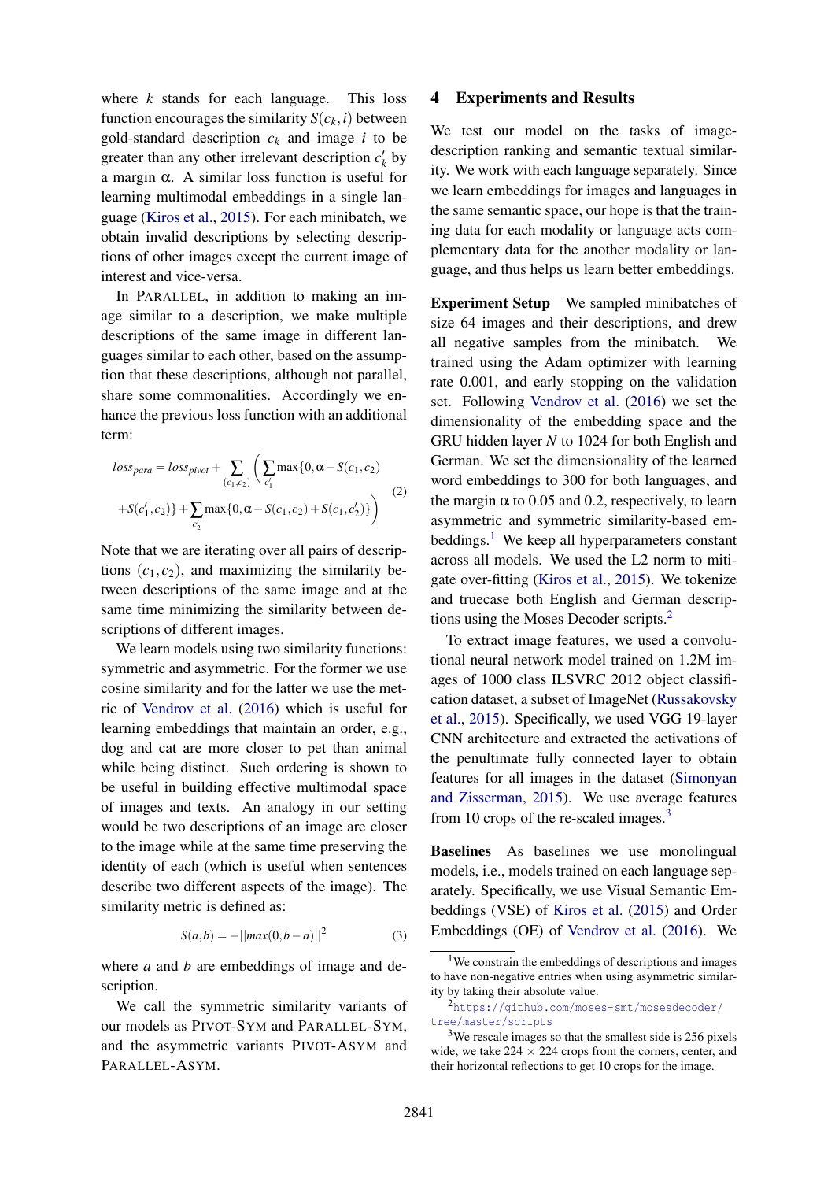where $k$ stands for each language. This loss function encourages the similarity $S(c_k, i)$ between gold-standard description $c_k$ and image $i$ to be greater than any other irrelevant description $c'_k$ by a margin $\alpha$. A similar loss function is useful for learning multimodal embeddings in a single language (Kiros et al., 2015). For each minibatch, we obtain invalid descriptions by selecting descriptions of other images except the current image of interest and vice-versa.

In PARALLEL, in addition to making an image similar to a description, we make multiple descriptions of the same image in different languages similar to each other, based on the assumption that these descriptions, although not parallel, share some commonalities. Accordingly we enhance the previous loss function with an additional term:

$$loss_{para} = loss_{pivot} + \sum_{(c_1,c_2)} \left( \sum_{c'_1} \max\{0, \alpha - S(c_1,c_2) + S(c'_1,c_2)\} + \sum_{c'_2} \max\{0, \alpha - S(c_1,c_2) + S(c_1,c'_2)\} \right) \tag{2}$$

Note that we are iterating over all pairs of descriptions $(c_1, c_2)$, and maximizing the similarity between descriptions of the same image and at the same time minimizing the similarity between descriptions of different images.

We learn models using two similarity functions: symmetric and asymmetric. For the former we use cosine similarity and for the latter we use the metric of Vendrov et al. (2016) which is useful for learning embeddings that maintain an order, e.g., dog and cat are more closer to pet than animal while being distinct. Such ordering is shown to be useful in building effective multimodal space of images and texts. An analogy in our setting would be two descriptions of an image are closer to the image while at the same time preserving the identity of each (which is useful when sentences describe two different aspects of the image). The similarity metric is defined as:

$$S(a,b) = -||max(0, b-a)||^2 \tag{3}$$

where $a$ and $b$ are embeddings of image and description.

We call the symmetric similarity variants of our models as PIVOT-SYM and PARALLEL-SYM, and the asymmetric variants PIVOT-ASYM and PARALLEL-ASYM.

## 4 Experiments and Results

We test our model on the tasks of image-description ranking and semantic textual similarity. We work with each language separately. Since we learn embeddings for images and languages in the same semantic space, our hope is that the training data for each modality or language acts complementary data for the another modality or language, and thus helps us learn better embeddings.

**Experiment Setup** We sampled minibatches of size 64 images and their descriptions, and drew all negative samples from the minibatch. We trained using the Adam optimizer with learning rate 0.001, and early stopping on the validation set. Following Vendrov et al. (2016) we set the dimensionality of the embedding space and the GRU hidden layer $N$ to 1024 for both English and German. We set the dimensionality of the learned word embeddings to 300 for both languages, and the margin $\alpha$ to 0.05 and 0.2, respectively, to learn asymmetric and symmetric similarity-based embeddings.[1] We keep all hyperparameters constant across all models. We used the L2 norm to mitigate over-fitting (Kiros et al., 2015). We tokenize and truecase both English and German descriptions using the Moses Decoder scripts.[2]

To extract image features, we used a convolutional neural network model trained on 1.2M images of 1000 class ILSVRC 2012 object classification dataset, a subset of ImageNet (Russakovsky et al., 2015). Specifically, we used VGG 19-layer CNN architecture and extracted the activations of the penultimate fully connected layer to obtain features for all images in the dataset (Simonyan and Zisserman, 2015). We use average features from 10 crops of the re-scaled images.[3]

**Baselines** As baselines we use monolingual models, i.e., models trained on each language separately. Specifically, we use Visual Semantic Embeddings (VSE) of Kiros et al. (2015) and Order Embeddings (OE) of Vendrov et al. (2016). We

---

[1] We constrain the embeddings of descriptions and images to have non-negative entries when using asymmetric similarity by taking their absolute value.

[2] https://github.com/moses-smt/mosesdecoder/tree/master/scripts

[3] We rescale images so that the smallest side is 256 pixels wide, we take 224 × 224 crops from the corners, center, and their horizontal reflections to get 10 crops for the image.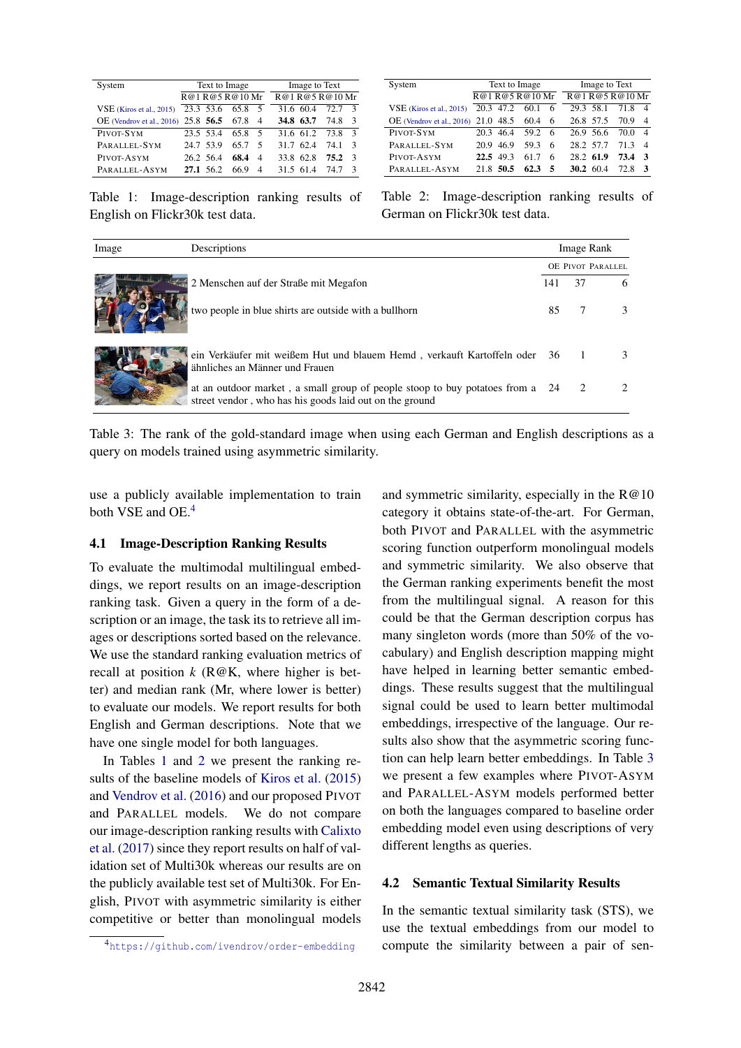| System | Text to Image | | | | Image to Text | | | |
|---|---|---|---|---|---|---|---|---|
| | R@1 | R@5 | R@10 | Mr | R@1 | R@5 | R@10 | Mr |
| VSE (Kiros et al., 2015) | 23.3 | 53.6 | 65.8 | 5 | 31.6 | 60.4 | 72.7 | 3 |
| OE (Vendrov et al., 2016) | 25.8 | **56.5** | 67.8 | 4 | **34.8** | **63.7** | 74.8 | 3 |
| PIVOT-SYM | 23.5 | 53.4 | 65.8 | 5 | 31.6 | 61.2 | 73.8 | 3 |
| PARALLEL-SYM | 24.7 | 53.9 | 65.7 | 5 | 31.7 | 62.4 | 74.1 | 3 |
| PIVOT-ASYM | 26.2 | 56.4 | **68.4** | 4 | 33.8 | 62.8 | **75.2** | 3 |
| PARALLEL-ASYM | **27.1** | 56.2 | 66.9 | 4 | 31.5 | 61.4 | 74.7 | 3 |

Table 1: Image-description ranking results of English on Flickr30k test data.

| System | Text to Image | | | | Image to Text | | | |
|---|---|---|---|---|---|---|---|---|
| | R@1 | R@5 | R@10 | Mr | R@1 | R@5 | R@10 | Mr |
| VSE (Kiros et al., 2015) | 20.3 | 47.2 | 60.1 | 6 | 29.3 | 58.1 | 71.8 | 4 |
| OE (Vendrov et al., 2016) | 21.0 | 48.5 | 60.4 | 6 | 26.8 | 57.5 | 70.9 | 4 |
| PIVOT-SYM | 20.3 | 46.4 | 59.2 | 6 | 26.9 | 56.6 | 70.0 | 4 |
| PARALLEL-SYM | 20.9 | 46.9 | 59.3 | 6 | 28.2 | 57.7 | 71.3 | 4 |
| PIVOT-ASYM | **22.5** | 49.3 | 61.7 | 6 | 28.2 | **61.9** | **73.4** | **3** |
| PARALLEL-ASYM | 21.8 | **50.5** | **62.3** | **5** | **30.2** | 60.4 | 72.8 | **3** |

Table 2: Image-description ranking results of German on Flickr30k test data.

| Image | Descriptions | Image Rank | | |
|---|---|---|---|---|
| | | OE | PIVOT | PARALLEL |
| | 2 Menschen auf der Straße mit Megafon | 141 | 37 | 6 |
| | two people in blue shirts are outside with a bullhorn | 85 | 7 | 3 |
| | ein Verkäufer mit weißem Hut und blauem Hemd , verkauft Kartoffeln oder ähnliches an Männer und Frauen | 36 | 1 | 3 |
| | at an outdoor market , a small group of people stoop to buy potatoes from a street vendor , who has his goods laid out on the ground | 24 | 2 | 2 |

Table 3: The rank of the gold-standard image when using each German and English descriptions as a query on models trained using asymmetric similarity.

use a publicly available implementation to train both VSE and OE.[4]

### 4.1 Image-Description Ranking Results

To evaluate the multimodal multilingual embeddings, we report results on an image-description ranking task. Given a query in the form of a description or an image, the task its to retrieve all images or descriptions sorted based on the relevance. We use the standard ranking evaluation metrics of recall at position $k$ (R@K, where higher is better) and median rank (Mr, where lower is better) to evaluate our models. We report results for both English and German descriptions. Note that we have one single model for both languages.

In Tables 1 and 2 we present the ranking results of the baseline models of Kiros et al. (2015) and Vendrov et al. (2016) and our proposed PIVOT and PARALLEL models. We do not compare our image-description ranking results with Calixto et al. (2017) since they report results on half of validation set of Multi30k whereas our results are on the publicly available test set of Multi30k. For English, PIVOT with asymmetric similarity is either competitive or better than monolingual models and symmetric similarity, especially in the R@10 category it obtains state-of-the-art. For German, both PIVOT and PARALLEL with the asymmetric scoring function outperform monolingual models and symmetric similarity. We also observe that the German ranking experiments benefit the most from the multilingual signal. A reason for this could be that the German description corpus has many singleton words (more than 50% of the vocabulary) and English description mapping might have helped in learning better semantic embeddings. These results suggest that the multilingual signal could be used to learn better multimodal embeddings, irrespective of the language. Our results also show that the asymmetric scoring function can help learn better embeddings. In Table 3 we present a few examples where PIVOT-ASYM and PARALLEL-ASYM models performed better on both the languages compared to baseline order embedding model even using descriptions of very different lengths as queries.

### 4.2 Semantic Textual Similarity Results

In the semantic textual similarity task (STS), we use the textual embeddings from our model to compute the similarity between a pair of sen-

[4] https://github.com/ivendrov/order-embedding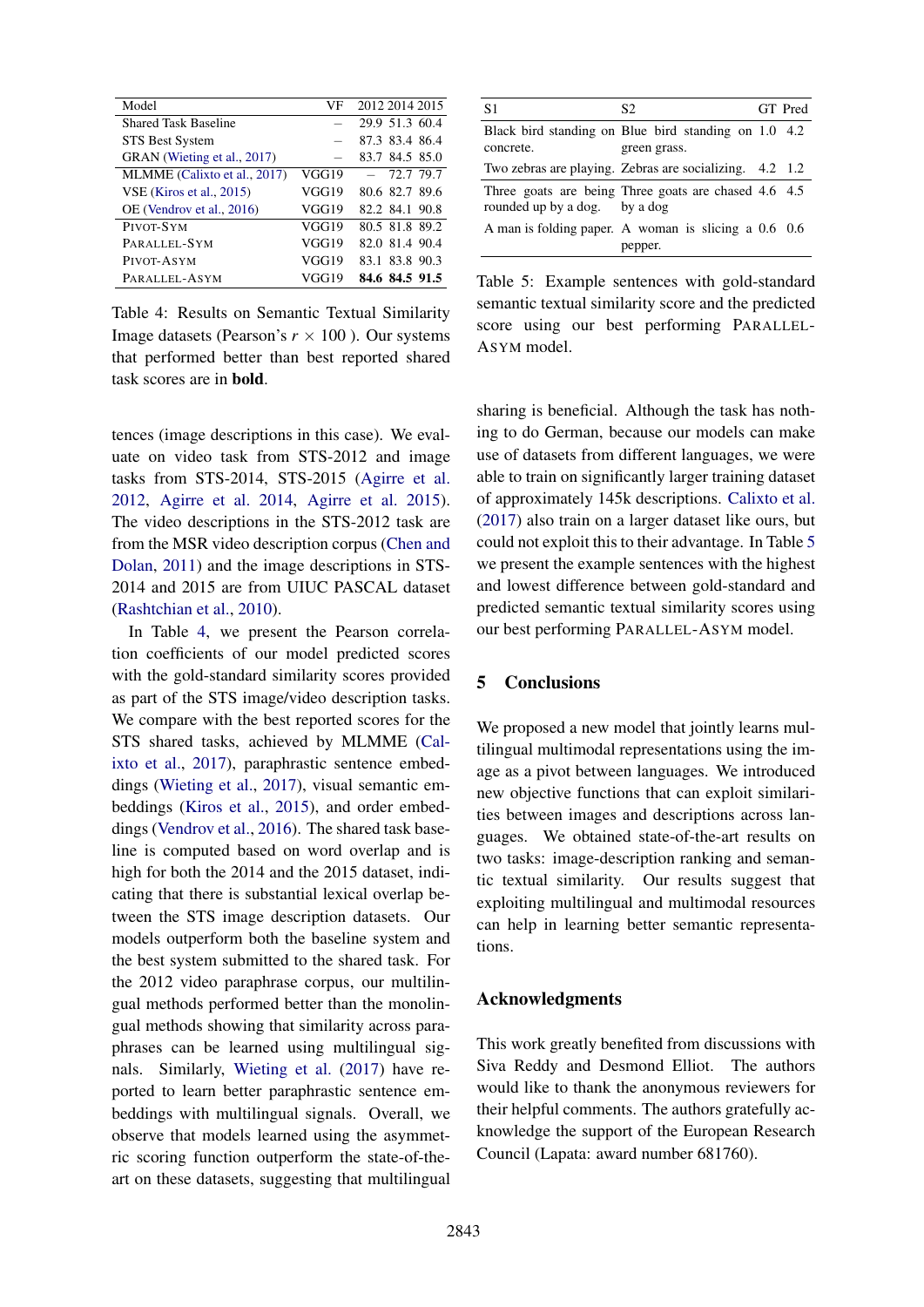| Model | VF | 2012 | 2014 | 2015 |
|---|---|---|---|---|
| Shared Task Baseline | – | 29.9 | 51.3 | 60.4 |
| STS Best System | – | 87.3 | 83.4 | 86.4 |
| GRAN (Wieting et al., 2017) | – | 83.7 | 84.5 | 85.0 |
| MLMME (Calixto et al., 2017) | VGG19 | – | 72.7 | 79.7 |
| VSE (Kiros et al., 2015) | VGG19 | 80.6 | 82.7 | 89.6 |
| OE (Vendrov et al., 2016) | VGG19 | 82.2 | 84.1 | 90.8 |
| PIVOT-SYM | VGG19 | 80.5 | 81.8 | 89.2 |
| PARALLEL-SYM | VGG19 | 82.0 | 81.4 | 90.4 |
| PIVOT-ASYM | VGG19 | 83.1 | 83.8 | 90.3 |
| PARALLEL-ASYM | VGG19 | **84.6** | **84.5** | **91.5** |

Table 4: Results on Semantic Textual Similarity Image datasets (Pearson's $r \times 100$ ). Our systems that performed better than best reported shared task scores are in **bold**.

tences (image descriptions in this case). We evaluate on video task from STS-2012 and image tasks from STS-2014, STS-2015 (Agirre et al. 2012, Agirre et al. 2014, Agirre et al. 2015). The video descriptions in the STS-2012 task are from the MSR video description corpus (Chen and Dolan, 2011) and the image descriptions in STS-2014 and 2015 are from UIUC PASCAL dataset (Rashtchian et al., 2010).

In Table 4, we present the Pearson correlation coefficients of our model predicted scores with the gold-standard similarity scores provided as part of the STS image/video description tasks. We compare with the best reported scores for the STS shared tasks, achieved by MLMME (Calixto et al., 2017), paraphrastic sentence embeddings (Wieting et al., 2017), visual semantic embeddings (Kiros et al., 2015), and order embeddings (Vendrov et al., 2016). The shared task baseline is computed based on word overlap and is high for both the 2014 and the 2015 dataset, indicating that there is substantial lexical overlap between the STS image description datasets. Our models outperform both the baseline system and the best system submitted to the shared task. For the 2012 video paraphrase corpus, our multilingual methods performed better than the monolingual methods showing that similarity across paraphrases can be learned using multilingual signals. Similarly, Wieting et al. (2017) have reported to learn better paraphrastic sentence embeddings with multilingual signals. Overall, we observe that models learned using the asymmetric scoring function outperform the state-of-the-art on these datasets, suggesting that multilingual

| S1 | S2 | GT | Pred |
|---|---|---|---|
| Black bird standing on concrete. | Blue bird standing on green grass. | 1.0 | 4.2 |
| Two zebras are playing. | Zebras are socializing. | 4.2 | 1.2 |
| Three goats are being rounded up by a dog. | Three goats are chased by a dog | 4.6 | 4.5 |
| A man is folding paper. | A woman is slicing a pepper. | 0.6 | 0.6 |

Table 5: Example sentences with gold-standard semantic textual similarity score and the predicted score using our best performing PARALLEL-ASYM model.

sharing is beneficial. Although the task has nothing to do German, because our models can make use of datasets from different languages, we were able to train on significantly larger training dataset of approximately 145k descriptions. Calixto et al. (2017) also train on a larger dataset like ours, but could not exploit this to their advantage. In Table 5 we present the example sentences with the highest and lowest difference between gold-standard and predicted semantic textual similarity scores using our best performing PARALLEL-ASYM model.

## 5 Conclusions

We proposed a new model that jointly learns multilingual multimodal representations using the image as a pivot between languages. We introduced new objective functions that can exploit similarities between images and descriptions across languages. We obtained state-of-the-art results on two tasks: image-description ranking and semantic textual similarity. Our results suggest that exploiting multilingual and multimodal resources can help in learning better semantic representations.

## Acknowledgments

This work greatly benefited from discussions with Siva Reddy and Desmond Elliot. The authors would like to thank the anonymous reviewers for their helpful comments. The authors gratefully acknowledge the support of the European Research Council (Lapata: award number 681760).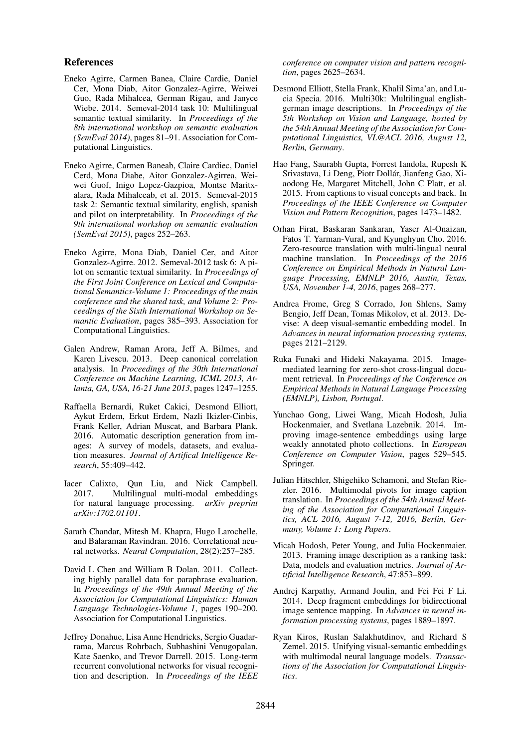## References

Eneko Agirre, Carmen Banea, Claire Cardie, Daniel Cer, Mona Diab, Aitor Gonzalez-Agirre, Weiwei Guo, Rada Mihalcea, German Rigau, and Janyce Wiebe. 2014. Semeval-2014 task 10: Multilingual semantic textual similarity. In *Proceedings of the 8th international workshop on semantic evaluation (SemEval 2014)*, pages 81–91. Association for Computational Linguistics.

Eneko Agirre, Carmen Baneab, Claire Cardiec, Daniel Cerd, Mona Diabe, Aitor Gonzalez-Agirrea, Weiwei Guof, Inigo Lopez-Gazpioa, Montse Maritxalara, Rada Mihalceab, et al. 2015. Semeval-2015 task 2: Semantic textual similarity, english, spanish and pilot on interpretability. In *Proceedings of the 9th international workshop on semantic evaluation (SemEval 2015)*, pages 252–263.

Eneko Agirre, Mona Diab, Daniel Cer, and Aitor Gonzalez-Agirre. 2012. Semeval-2012 task 6: A pilot on semantic textual similarity. In *Proceedings of the First Joint Conference on Lexical and Computational Semantics-Volume 1: Proceedings of the main conference and the shared task, and Volume 2: Proceedings of the Sixth International Workshop on Semantic Evaluation*, pages 385–393. Association for Computational Linguistics.

Galen Andrew, Raman Arora, Jeff A. Bilmes, and Karen Livescu. 2013. Deep canonical correlation analysis. In *Proceedings of the 30th International Conference on Machine Learning, ICML 2013, Atlanta, GA, USA, 16-21 June 2013*, pages 1247–1255.

Raffaella Bernardi, Ruket Cakici, Desmond Elliott, Aykut Erdem, Erkut Erdem, Nazli Ikizler-Cinbis, Frank Keller, Adrian Muscat, and Barbara Plank. 2016. Automatic description generation from images: A survey of models, datasets, and evaluation measures. *Journal of Artifical Intelligence Research*, 55:409–442.

Iacer Calixto, Qun Liu, and Nick Campbell. 2017. Multilingual multi-modal embeddings for natural language processing. *arXiv preprint arXiv:1702.01101*.

Sarath Chandar, Mitesh M. Khapra, Hugo Larochelle, and Balaraman Ravindran. 2016. Correlational neural networks. *Neural Computation*, 28(2):257–285.

David L Chen and William B Dolan. 2011. Collecting highly parallel data for paraphrase evaluation. In *Proceedings of the 49th Annual Meeting of the Association for Computational Linguistics: Human Language Technologies-Volume 1*, pages 190–200. Association for Computational Linguistics.

Jeffrey Donahue, Lisa Anne Hendricks, Sergio Guadarrama, Marcus Rohrbach, Subhashini Venugopalan, Kate Saenko, and Trevor Darrell. 2015. Long-term recurrent convolutional networks for visual recognition and description. In *Proceedings of the IEEE conference on computer vision and pattern recognition*, pages 2625–2634.

Desmond Elliott, Stella Frank, Khalil Sima'an, and Lucia Specia. 2016. Multi30k: Multilingual english-german image descriptions. In *Proceedings of the 5th Workshop on Vision and Language, hosted by the 54th Annual Meeting of the Association for Computational Linguistics, VL@ACL 2016, August 12, Berlin, Germany*.

Hao Fang, Saurabh Gupta, Forrest Iandola, Rupesh K Srivastava, Li Deng, Piotr Dollár, Jianfeng Gao, Xiaodong He, Margaret Mitchell, John C Platt, et al. 2015. From captions to visual concepts and back. In *Proceedings of the IEEE Conference on Computer Vision and Pattern Recognition*, pages 1473–1482.

Orhan Firat, Baskaran Sankaran, Yaser Al-Onaizan, Fatos T. Yarman-Vural, and Kyunghyun Cho. 2016. Zero-resource translation with multi-lingual neural machine translation. In *Proceedings of the 2016 Conference on Empirical Methods in Natural Language Processing, EMNLP 2016, Austin, Texas, USA, November 1-4, 2016*, pages 268–277.

Andrea Frome, Greg S Corrado, Jon Shlens, Samy Bengio, Jeff Dean, Tomas Mikolov, et al. 2013. Devise: A deep visual-semantic embedding model. In *Advances in neural information processing systems*, pages 2121–2129.

Ruka Funaki and Hideki Nakayama. 2015. Image-mediated learning for zero-shot cross-lingual document retrieval. In *Proceedings of the Conference on Empirical Methods in Natural Language Processing (EMNLP), Lisbon, Portugal*.

Yunchao Gong, Liwei Wang, Micah Hodosh, Julia Hockenmaier, and Svetlana Lazebnik. 2014. Improving image-sentence embeddings using large weakly annotated photo collections. In *European Conference on Computer Vision*, pages 529–545. Springer.

Julian Hitschler, Shigehiko Schamoni, and Stefan Riezler. 2016. Multimodal pivots for image caption translation. In *Proceedings of the 54th Annual Meeting of the Association for Computational Linguistics, ACL 2016, August 7-12, 2016, Berlin, Germany, Volume 1: Long Papers*.

Micah Hodosh, Peter Young, and Julia Hockenmaier. 2013. Framing image description as a ranking task: Data, models and evaluation metrics. *Journal of Artificial Intelligence Research*, 47:853–899.

Andrej Karpathy, Armand Joulin, and Fei Fei F Li. 2014. Deep fragment embeddings for bidirectional image sentence mapping. In *Advances in neural information processing systems*, pages 1889–1897.

Ryan Kiros, Ruslan Salakhutdinov, and Richard S Zemel. 2015. Unifying visual-semantic embeddings with multimodal neural language models. *Transactions of the Association for Computational Linguistics*.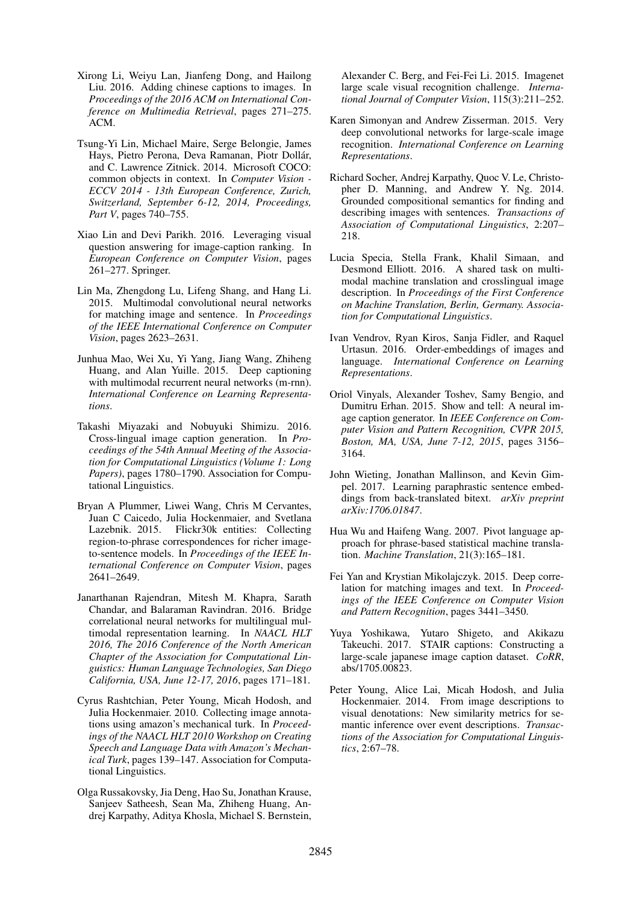Xirong Li, Weiyu Lan, Jianfeng Dong, and Hailong Liu. 2016. Adding chinese captions to images. In *Proceedings of the 2016 ACM on International Conference on Multimedia Retrieval*, pages 271–275. ACM.

Tsung-Yi Lin, Michael Maire, Serge Belongie, James Hays, Pietro Perona, Deva Ramanan, Piotr Dollár, and C. Lawrence Zitnick. 2014. Microsoft COCO: common objects in context. In *Computer Vision - ECCV 2014 - 13th European Conference, Zurich, Switzerland, September 6-12, 2014, Proceedings, Part V*, pages 740–755.

Xiao Lin and Devi Parikh. 2016. Leveraging visual question answering for image-caption ranking. In *European Conference on Computer Vision*, pages 261–277. Springer.

Lin Ma, Zhengdong Lu, Lifeng Shang, and Hang Li. 2015. Multimodal convolutional neural networks for matching image and sentence. In *Proceedings of the IEEE International Conference on Computer Vision*, pages 2623–2631.

Junhua Mao, Wei Xu, Yi Yang, Jiang Wang, Zhiheng Huang, and Alan Yuille. 2015. Deep captioning with multimodal recurrent neural networks (m-rnn). *International Conference on Learning Representations*.

Takashi Miyazaki and Nobuyuki Shimizu. 2016. Cross-lingual image caption generation. In *Proceedings of the 54th Annual Meeting of the Association for Computational Linguistics (Volume 1: Long Papers)*, pages 1780–1790. Association for Computational Linguistics.

Bryan A Plummer, Liwei Wang, Chris M Cervantes, Juan C Caicedo, Julia Hockenmaier, and Svetlana Lazebnik. 2015. Flickr30k entities: Collecting region-to-phrase correspondences for richer image-to-sentence models. In *Proceedings of the IEEE International Conference on Computer Vision*, pages 2641–2649.

Janarthanan Rajendran, Mitesh M. Khapra, Sarath Chandar, and Balaraman Ravindran. 2016. Bridge correlational neural networks for multilingual multimodal representation learning. In *NAACL HLT 2016, The 2016 Conference of the North American Chapter of the Association for Computational Linguistics: Human Language Technologies, San Diego California, USA, June 12-17, 2016*, pages 171–181.

Cyrus Rashtchian, Peter Young, Micah Hodosh, and Julia Hockenmaier. 2010. Collecting image annotations using amazon's mechanical turk. In *Proceedings of the NAACL HLT 2010 Workshop on Creating Speech and Language Data with Amazon's Mechanical Turk*, pages 139–147. Association for Computational Linguistics.

Olga Russakovsky, Jia Deng, Hao Su, Jonathan Krause, Sanjeev Satheesh, Sean Ma, Zhiheng Huang, Andrej Karpathy, Aditya Khosla, Michael S. Bernstein, Alexander C. Berg, and Fei-Fei Li. 2015. Imagenet large scale visual recognition challenge. *International Journal of Computer Vision*, 115(3):211–252.

Karen Simonyan and Andrew Zisserman. 2015. Very deep convolutional networks for large-scale image recognition. *International Conference on Learning Representations*.

Richard Socher, Andrej Karpathy, Quoc V. Le, Christopher D. Manning, and Andrew Y. Ng. 2014. Grounded compositional semantics for finding and describing images with sentences. *Transactions of Association of Computational Linguistics*, 2:207–218.

Lucia Specia, Stella Frank, Khalil Simaan, and Desmond Elliott. 2016. A shared task on multimodal machine translation and crosslingual image description. In *Proceedings of the First Conference on Machine Translation, Berlin, Germany. Association for Computational Linguistics*.

Ivan Vendrov, Ryan Kiros, Sanja Fidler, and Raquel Urtasun. 2016. Order-embeddings of images and language. *International Conference on Learning Representations*.

Oriol Vinyals, Alexander Toshev, Samy Bengio, and Dumitru Erhan. 2015. Show and tell: A neural image caption generator. In *IEEE Conference on Computer Vision and Pattern Recognition, CVPR 2015, Boston, MA, USA, June 7-12, 2015*, pages 3156–3164.

John Wieting, Jonathan Mallinson, and Kevin Gimpel. 2017. Learning paraphrastic sentence embeddings from back-translated bitext. *arXiv preprint arXiv:1706.01847*.

Hua Wu and Haifeng Wang. 2007. Pivot language approach for phrase-based statistical machine translation. *Machine Translation*, 21(3):165–181.

Fei Yan and Krystian Mikolajczyk. 2015. Deep correlation for matching images and text. In *Proceedings of the IEEE Conference on Computer Vision and Pattern Recognition*, pages 3441–3450.

Yuya Yoshikawa, Yutaro Shigeto, and Akikazu Takeuchi. 2017. STAIR captions: Constructing a large-scale japanese image caption dataset. *CoRR*, abs/1705.00823.

Peter Young, Alice Lai, Micah Hodosh, and Julia Hockenmaier. 2014. From image descriptions to visual denotations: New similarity metrics for semantic inference over event descriptions. *Transactions of the Association for Computational Linguistics*, 2:67–78.